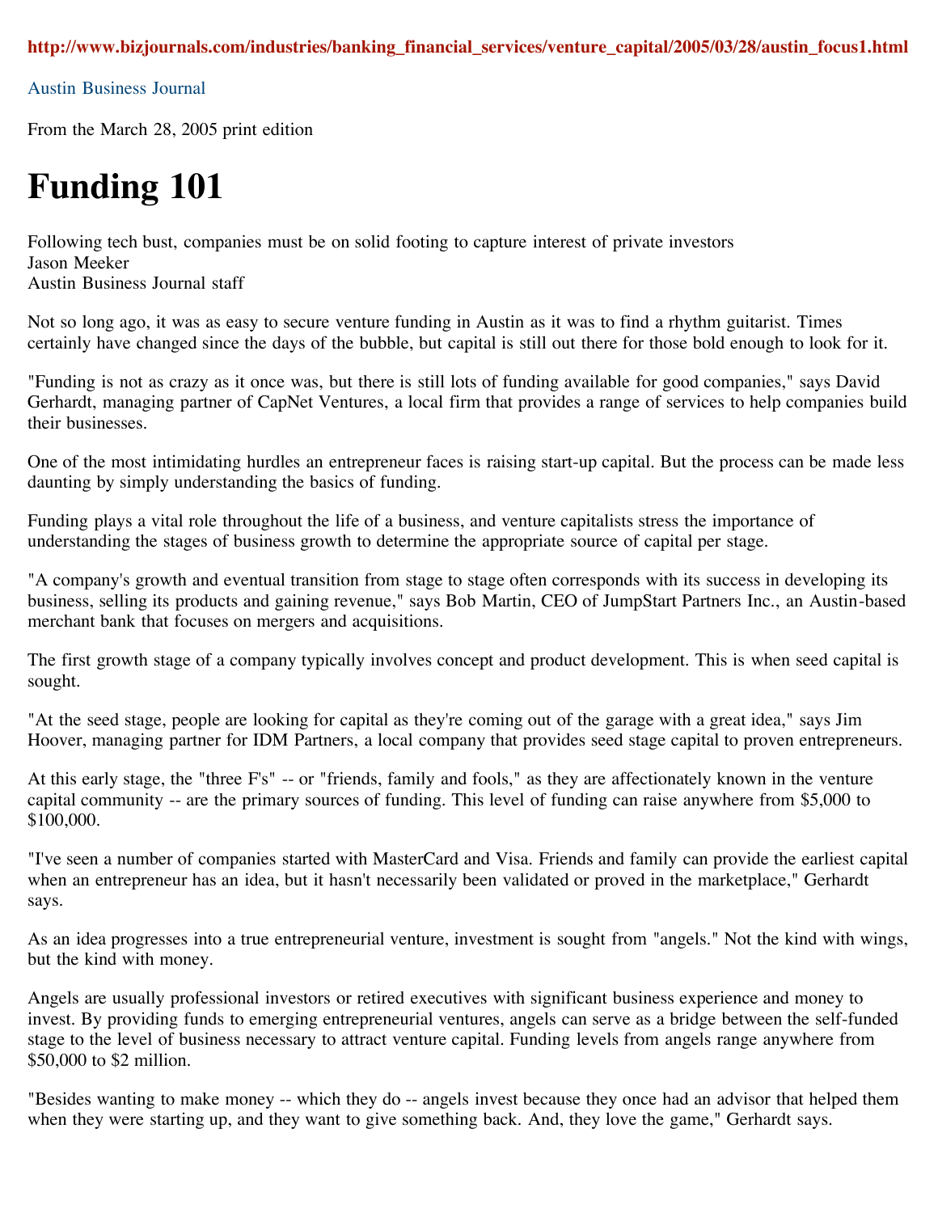http://www.bizjournals.com/industries/banking_financial_services/venture_capital/2005/03/28/austin_focus1.html

Austin Business Journal

From the March 28, 2005 print edition

# Funding 101

Following tech bust, companies must be on solid footing to capture interest of private investors
Jason Meeker
Austin Business Journal staff

Not so long ago, it was as easy to secure venture funding in Austin as it was to find a rhythm guitarist. Times certainly have changed since the days of the bubble, but capital is still out there for those bold enough to look for it.

"Funding is not as crazy as it once was, but there is still lots of funding available for good companies," says David Gerhardt, managing partner of CapNet Ventures, a local firm that provides a range of services to help companies build their businesses.

One of the most intimidating hurdles an entrepreneur faces is raising start-up capital. But the process can be made less daunting by simply understanding the basics of funding.

Funding plays a vital role throughout the life of a business, and venture capitalists stress the importance of understanding the stages of business growth to determine the appropriate source of capital per stage.

"A company's growth and eventual transition from stage to stage often corresponds with its success in developing its business, selling its products and gaining revenue," says Bob Martin, CEO of JumpStart Partners Inc., an Austin-based merchant bank that focuses on mergers and acquisitions.

The first growth stage of a company typically involves concept and product development. This is when seed capital is sought.

"At the seed stage, people are looking for capital as they're coming out of the garage with a great idea," says Jim Hoover, managing partner for IDM Partners, a local company that provides seed stage capital to proven entrepreneurs.

At this early stage, the "three F's" -- or "friends, family and fools," as they are affectionately known in the venture capital community -- are the primary sources of funding. This level of funding can raise anywhere from $5,000 to $100,000.

"I've seen a number of companies started with MasterCard and Visa. Friends and family can provide the earliest capital when an entrepreneur has an idea, but it hasn't necessarily been validated or proved in the marketplace," Gerhardt says.

As an idea progresses into a true entrepreneurial venture, investment is sought from "angels." Not the kind with wings, but the kind with money.

Angels are usually professional investors or retired executives with significant business experience and money to invest. By providing funds to emerging entrepreneurial ventures, angels can serve as a bridge between the self-funded stage to the level of business necessary to attract venture capital. Funding levels from angels range anywhere from $50,000 to $2 million.

"Besides wanting to make money -- which they do -- angels invest because they once had an advisor that helped them when they were starting up, and they want to give something back. And, they love the game," Gerhardt says.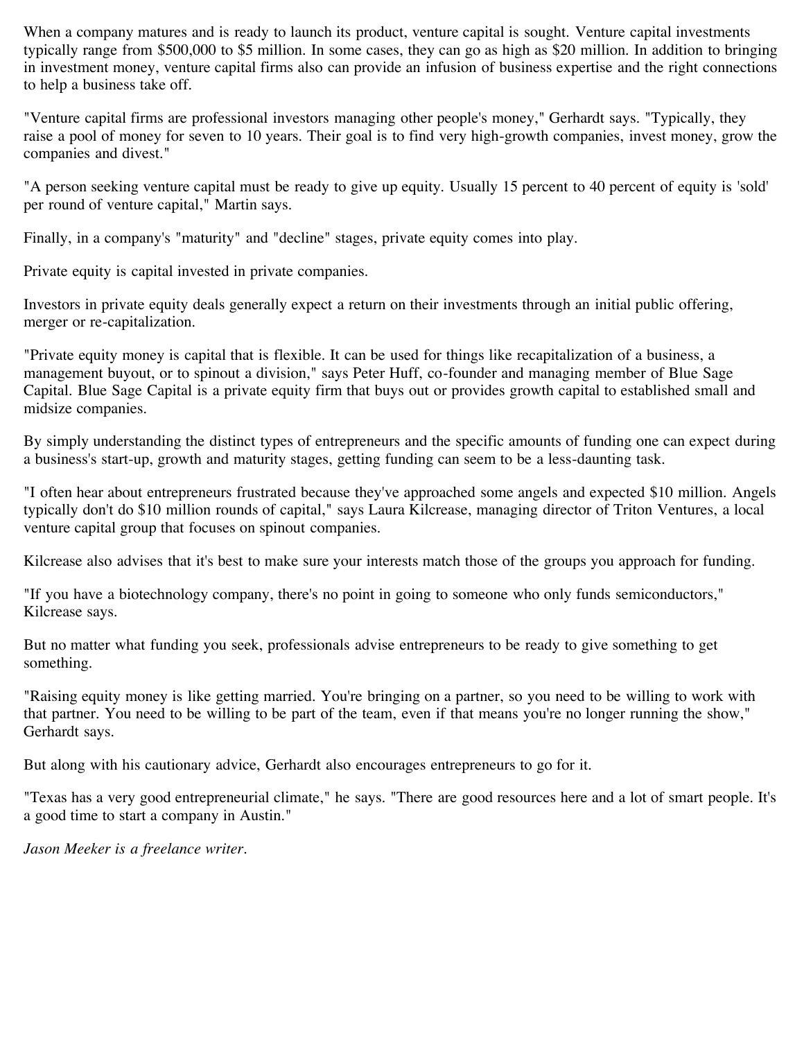When a company matures and is ready to launch its product, venture capital is sought. Venture capital investments typically range from $500,000 to $5 million. In some cases, they can go as high as $20 million. In addition to bringing in investment money, venture capital firms also can provide an infusion of business expertise and the right connections to help a business take off.

"Venture capital firms are professional investors managing other people's money," Gerhardt says. "Typically, they raise a pool of money for seven to 10 years. Their goal is to find very high-growth companies, invest money, grow the companies and divest."

"A person seeking venture capital must be ready to give up equity. Usually 15 percent to 40 percent of equity is 'sold' per round of venture capital," Martin says.

Finally, in a company's "maturity" and "decline" stages, private equity comes into play.

Private equity is capital invested in private companies.

Investors in private equity deals generally expect a return on their investments through an initial public offering, merger or re-capitalization.

"Private equity money is capital that is flexible. It can be used for things like recapitalization of a business, a management buyout, or to spinout a division," says Peter Huff, co-founder and managing member of Blue Sage Capital. Blue Sage Capital is a private equity firm that buys out or provides growth capital to established small and midsize companies.

By simply understanding the distinct types of entrepreneurs and the specific amounts of funding one can expect during a business's start-up, growth and maturity stages, getting funding can seem to be a less-daunting task.

"I often hear about entrepreneurs frustrated because they've approached some angels and expected $10 million. Angels typically don't do $10 million rounds of capital," says Laura Kilcrease, managing director of Triton Ventures, a local venture capital group that focuses on spinout companies.

Kilcrease also advises that it's best to make sure your interests match those of the groups you approach for funding.

"If you have a biotechnology company, there's no point in going to someone who only funds semiconductors," Kilcrease says.

But no matter what funding you seek, professionals advise entrepreneurs to be ready to give something to get something.

"Raising equity money is like getting married. You're bringing on a partner, so you need to be willing to work with that partner. You need to be willing to be part of the team, even if that means you're no longer running the show," Gerhardt says.

But along with his cautionary advice, Gerhardt also encourages entrepreneurs to go for it.

"Texas has a very good entrepreneurial climate," he says. "There are good resources here and a lot of smart people. It's a good time to start a company in Austin."

*Jason Meeker is a freelance writer.*